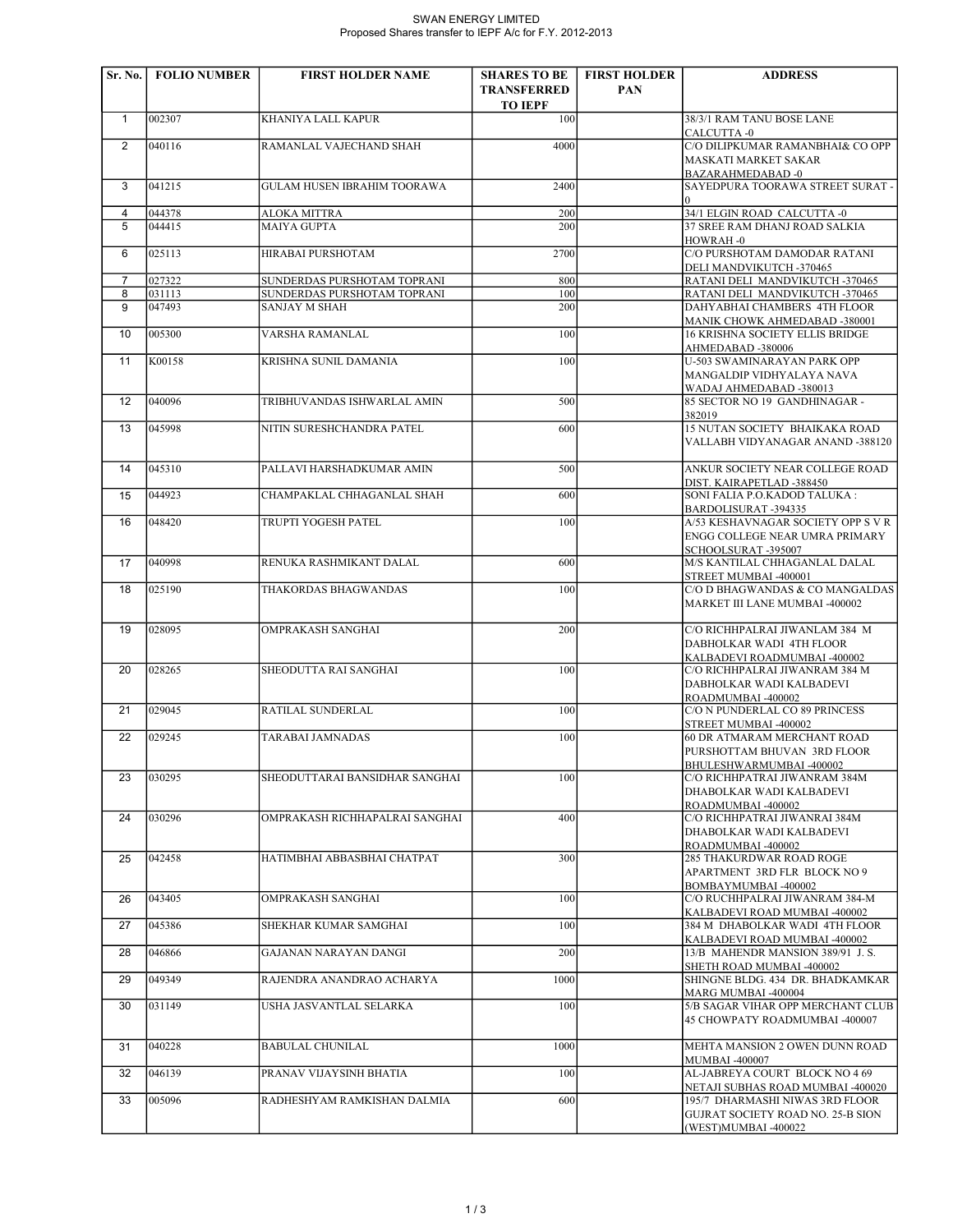# SWAN ENERGY LIMITED

Proposed Shares transfer to IEPF A/c for F.Y. 2012-2013

| Sr. No. | FOLIO NUMBER | FIRST HOLDER NAME | SHARES TO BE TRANSFERRED TO IEPF | FIRST HOLDER PAN | ADDRESS |
|---|---|---|---|---|---|
| 1 | 002307 | KHANIYA LALL KAPUR | 100 | | 38/3/1 RAM TANU BOSE LANE CALCUTTA -0 |
| 2 | 040116 | RAMANLAL VAJECHAND SHAH | 4000 | | C/O DILIPKUMAR RAMANBHAI& CO OPP MASKATI MARKET SAKAR BAZARAHMEDABAD -0 |
| 3 | 041215 | GULAM HUSEN IBRAHIM TOORAWA | 2400 | | SAYEDPURA TOORAWA STREET SURAT -0 |
| 4 | 044378 | ALOKA MITTRA | 200 | | 34/1 ELGIN ROAD CALCUTTA -0 |
| 5 | 044415 | MAIYA GUPTA | 200 | | 37 SREE RAM DHANJ ROAD SALKIA HOWRAH -0 |
| 6 | 025113 | HIRABAI PURSHOTAM | 2700 | | C/O PURSHOTAM DAMODAR RATANI DELI MANDVIKUTCH -370465 |
| 7 | 027322 | SUNDERDAS PURSHOTAM TOPRANI | 800 | | RATANI DELI MANDVIKUTCH -370465 |
| 8 | 031113 | SUNDERDAS PURSHOTAM TOPRANI | 100 | | RATANI DELI MANDVIKUTCH -370465 |
| 9 | 047493 | SANJAY M SHAH | 200 | | DAHYABHAI CHAMBERS 4TH FLOOR MANIK CHOWK AHMEDABAD -380001 |
| 10 | 005300 | VARSHA RAMANLAL | 100 | | 16 KRISHNA SOCIETY ELLIS BRIDGE AHMEDABAD -380006 |
| 11 | K00158 | KRISHNA SUNIL DAMANIA | 100 | | U-503 SWAMINARAYAN PARK OPP MANGALDIP VIDHYALAYA NAVA WADAJ AHMEDABAD -380013 |
| 12 | 040096 | TRIBHUVANDAS ISHWARLAL AMIN | 500 | | 85 SECTOR NO 19 GANDHINAGAR -382019 |
| 13 | 045998 | NITIN SURESHCHANDRA PATEL | 600 | | 15 NUTAN SOCIETY BHAIKAKA ROAD VALLABH VIDYANAGAR ANAND -388120 |
| 14 | 045310 | PALLAVI HARSHADKUMAR AMIN | 500 | | ANKUR SOCIETY NEAR COLLEGE ROAD DIST. KAIRAPETLAD -388450 |
| 15 | 044923 | CHAMPAKLAL CHHAGANLAL SHAH | 600 | | SONI FALIA P.O.KADOD TALUKA : BARDOLISURAT -394335 |
| 16 | 048420 | TRUPTI YOGESH PATEL | 100 | | A/53 KESHAVNAGAR SOCIETY OPP S V R ENGG COLLEGE NEAR UMRA PRIMARY SCHOOLSURAT -395007 |
| 17 | 040998 | RENUKA RASHMIKANT DALAL | 600 | | M/S KANTILAL CHHAGANLAL DALAL STREET MUMBAI -400001 |
| 18 | 025190 | THAKORDAS BHAGWANDAS | 100 | | C/O D BHAGWANDAS & CO MANGALDAS MARKET III LANE MUMBAI -400002 |
| 19 | 028095 | OMPRAKASH SANGHAI | 200 | | C/O RICHHPALRAI JIWANLAM 384 M DABHOLKAR WADI 4TH FLOOR KALBADEVI ROADMUMBAI -400002 |
| 20 | 028265 | SHEODUTTA RAI SANGHAI | 100 | | C/O RICHHPALRAI JIWANRAM 384 M DABHOLKAR WADI KALBADEVI ROADMUMBAI -400002 |
| 21 | 029045 | RATILAL SUNDERLAL | 100 | | C/O N PUNDERLAL CO 89 PRINCESS STREET MUMBAI -400002 |
| 22 | 029245 | TARABAI JAMNADAS | 100 | | 60 DR ATMARAM MERCHANT ROAD PURSHOTTAM BHUVAN 3RD FLOOR BHULESHWARMUMBAI -400002 |
| 23 | 030295 | SHEODUTTARAI BANSIDHAR SANGHAI | 100 | | C/O RICHHPATRAI JIWANRAM 384M DHABOLKAR WADI KALBADEVI ROADMUMBAI -400002 |
| 24 | 030296 | OMPRAKASH RICHHAPALRAI SANGHAI | 400 | | C/O RICHHPATRAI JIWANRAI 384M DHABOLKAR WADI KALBADEVI ROADMUMBAI -400002 |
| 25 | 042458 | HATIMBHAI ABBASBHAI CHATPAT | 300 | | 285 THAKURDWAR ROAD ROGE APARTMENT 3RD FLR BLOCK NO 9 BOMBAYMUMBAI -400002 |
| 26 | 043405 | OMPRAKASH SANGHAI | 100 | | C/O RUCHHPALRAI JIWANRAM 384-M KALBADEVI ROAD MUMBAI -400002 |
| 27 | 045386 | SHEKHAR KUMAR SAMGHAI | 100 | | 384 M DHABOLKAR WADI 4TH FLOOR KALBADEVI ROAD MUMBAI -400002 |
| 28 | 046866 | GAJANAN NARAYAN DANGI | 200 | | 13/B MAHENDR MANSION 389/91 J. S. SHETH ROAD MUMBAI -400002 |
| 29 | 049349 | RAJENDRA ANANDRAO ACHARYA | 1000 | | SHINGNE BLDG. 434 DR. BHADKAMKAR MARG MUMBAI -400004 |
| 30 | 031149 | USHA JASVANTLAL SELARKA | 100 | | 5/B SAGAR VIHAR OPP MERCHANT CLUB 45 CHOWPATY ROADMUMBAI -400007 |
| 31 | 040228 | BABULAL CHUNILAL | 1000 | | MEHTA MANSION 2 OWEN DUNN ROAD MUMBAI -400007 |
| 32 | 046139 | PRANAV VIJAYSINH BHATIA | 100 | | AL-JABREYA COURT BLOCK NO 4 69 NETAJI SUBHAS ROAD MUMBAI -400020 |
| 33 | 005096 | RADHESHYAM RAMKISHAN DALMIA | 600 | | 195/7 DHARMASHI NIWAS 3RD FLOOR GUJRAT SOCIETY ROAD NO. 25-B SION (WEST)MUMBAI -400022 |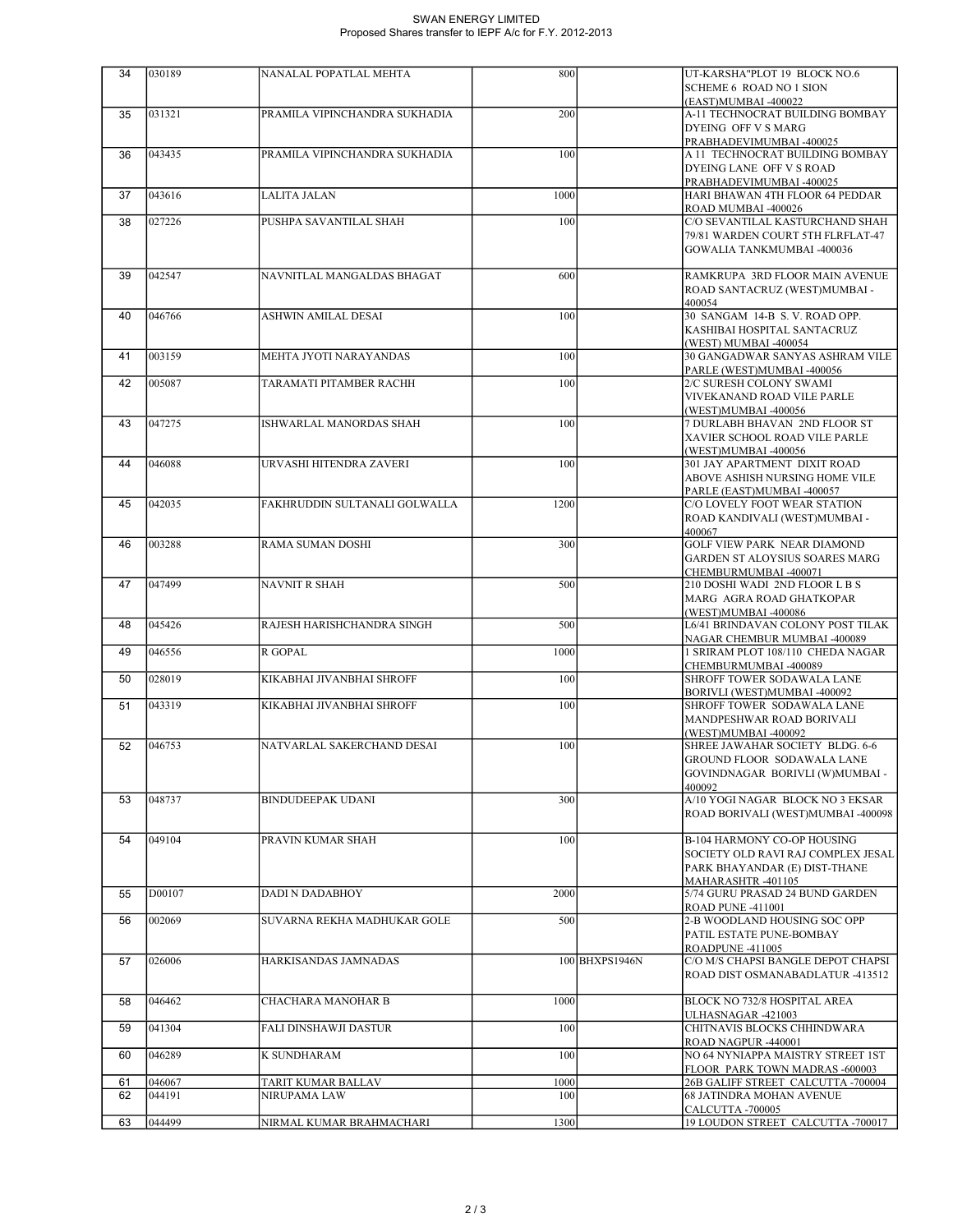# SWAN ENERGY LIMITED

Proposed Shares transfer to IEPF A/c for F.Y. 2012-2013

| | | | | | |
|---|---|---|---|---|---|
| 34 | 030189 | NANALAL POPATLAL MEHTA | 800 | | UT-KARSHA"PLOT 19 BLOCK NO.6 SCHEME 6 ROAD NO 1 SION (EAST)MUMBAI -400022 |
| 35 | 031321 | PRAMILA VIPINCHANDRA SUKHADIA | 200 | | A-11 TECHNOCRAT BUILDING BOMBAY DYEING OFF V S MARG PRABHADEVIMUMBAI -400025 |
| 36 | 043435 | PRAMILA VIPINCHANDRA SUKHADIA | 100 | | A 11 TECHNOCRAT BUILDING BOMBAY DYEING LANE OFF V S ROAD PRABHADEVIMUMBAI -400025 |
| 37 | 043616 | LALITA JALAN | 1000 | | HARI BHAWAN 4TH FLOOR 64 PEDDAR ROAD MUMBAI -400026 |
| 38 | 027226 | PUSHPA SAVANTILAL SHAH | 100 | | C/O SEVANTILAL KASTURCHAND SHAH 79/81 WARDEN COURT 5TH FLRFLAT-47 GOWALIA TANKMUMBAI -400036 |
| 39 | 042547 | NAVNITLAL MANGALDAS BHAGAT | 600 | | RAMKRUPA 3RD FLOOR MAIN AVENUE ROAD SANTACRUZ (WEST)MUMBAI - 400054 |
| 40 | 046766 | ASHWIN AMILAL DESAI | 100 | | 30 SANGAM 14-B S. V. ROAD OPP. KASHIBAI HOSPITAL SANTACRUZ (WEST) MUMBAI -400054 |
| 41 | 003159 | MEHTA JYOTI NARAYANDAS | 100 | | 30 GANGADWAR SANYAS ASHRAM VILE PARLE (WEST)MUMBAI -400056 |
| 42 | 005087 | TARAMATI PITAMBER RACHH | 100 | | 2/C SURESH COLONY SWAMI VIVEKANAND ROAD VILE PARLE (WEST)MUMBAI -400056 |
| 43 | 047275 | ISHWARLAL MANORDAS SHAH | 100 | | 7 DURLABH BHAVAN 2ND FLOOR ST XAVIER SCHOOL ROAD VILE PARLE (WEST)MUMBAI -400056 |
| 44 | 046088 | URVASHI HITENDRA ZAVERI | 100 | | 301 JAY APARTMENT DIXIT ROAD ABOVE ASHISH NURSING HOME VILE PARLE (EAST)MUMBAI -400057 |
| 45 | 042035 | FAKHRUDDIN SULTANALI GOLWALLA | 1200 | | C/O LOVELY FOOT WEAR STATION ROAD KANDIVALI (WEST)MUMBAI - 400067 |
| 46 | 003288 | RAMA SUMAN DOSHI | 300 | | GOLF VIEW PARK NEAR DIAMOND GARDEN ST ALOYSIUS SOARES MARG CHEMBURMUMBAI -400071 |
| 47 | 047499 | NAVNIT R SHAH | 500 | | 210 DOSHI WADI 2ND FLOOR L B S MARG AGRA ROAD GHATKOPAR (WEST)MUMBAI -400086 |
| 48 | 045426 | RAJESH HARISHCHANDRA SINGH | 500 | | L6/41 BRINDAVAN COLONY POST TILAK NAGAR CHEMBUR MUMBAI -400089 |
| 49 | 046556 | R GOPAL | 1000 | | 1 SRIRAM PLOT 108/110 CHEDA NAGAR CHEMBURMUMBAI -400089 |
| 50 | 028019 | KIKABHAI JIVANBHAI SHROFF | 100 | | SHROFF TOWER SODAWALA LANE BORIVLI (WEST)MUMBAI -400092 |
| 51 | 043319 | KIKABHAI JIVANBHAI SHROFF | 100 | | SHROFF TOWER SODAWALA LANE MANDPESHWAR ROAD BORIVALI (WEST)MUMBAI -400092 |
| 52 | 046753 | NATVARLAL SAKERCHAND DESAI | 100 | | SHREE JAWAHAR SOCIETY BLDG. 6-6 GROUND FLOOR SODAWALA LANE GOVINDNAGAR BORIVLI (W)MUMBAI - 400092 |
| 53 | 048737 | BINDUDEEPAK UDANI | 300 | | A/10 YOGI NAGAR BLOCK NO 3 EKSAR ROAD BORIVALI (WEST)MUMBAI -400098 |
| 54 | 049104 | PRAVIN KUMAR SHAH | 100 | | B-104 HARMONY CO-OP HOUSING SOCIETY OLD RAVI RAJ COMPLEX JESAL PARK BHAYANDAR (E) DIST-THANE MAHARASHTR -401105 |
| 55 | D00107 | DADI N DADABHOY | 2000 | | 5/74 GURU PRASAD 24 BUND GARDEN ROAD PUNE -411001 |
| 56 | 002069 | SUVARNA REKHA MADHUKAR GOLE | 500 | | 2-B WOODLAND HOUSING SOC OPP PATIL ESTATE PUNE-BOMBAY ROADPUNE -411005 |
| 57 | 026006 | HARKISANDAS JAMNADAS | 100 | BHXPS1946N | C/O M/S CHAPSI BANGLE DEPOT CHAPSI ROAD DIST OSMANABADLATUR -413512 |
| 58 | 046462 | CHACHARA MANOHAR B | 1000 | | BLOCK NO 732/8 HOSPITAL AREA ULHASNAGAR -421003 |
| 59 | 041304 | FALI DINSHAWJI DASTUR | 100 | | CHITNAVIS BLOCKS CHHINDWARA ROAD NAGPUR -440001 |
| 60 | 046289 | K SUNDHARAM | 100 | | NO 64 NYNIAPPA MAISTRY STREET 1ST FLOOR PARK TOWN MADRAS -600003 |
| 61 | 046067 | TARIT KUMAR BALLAV | 1000 | | 26B GALIFF STREET CALCUTTA -700004 |
| 62 | 044191 | NIRUPAMA LAW | 100 | | 68 JATINDRA MOHAN AVENUE CALCUTTA -700005 |
| 63 | 044499 | NIRMAL KUMAR BRAHMACHARI | 1300 | | 19 LOUDON STREET CALCUTTA -700017 |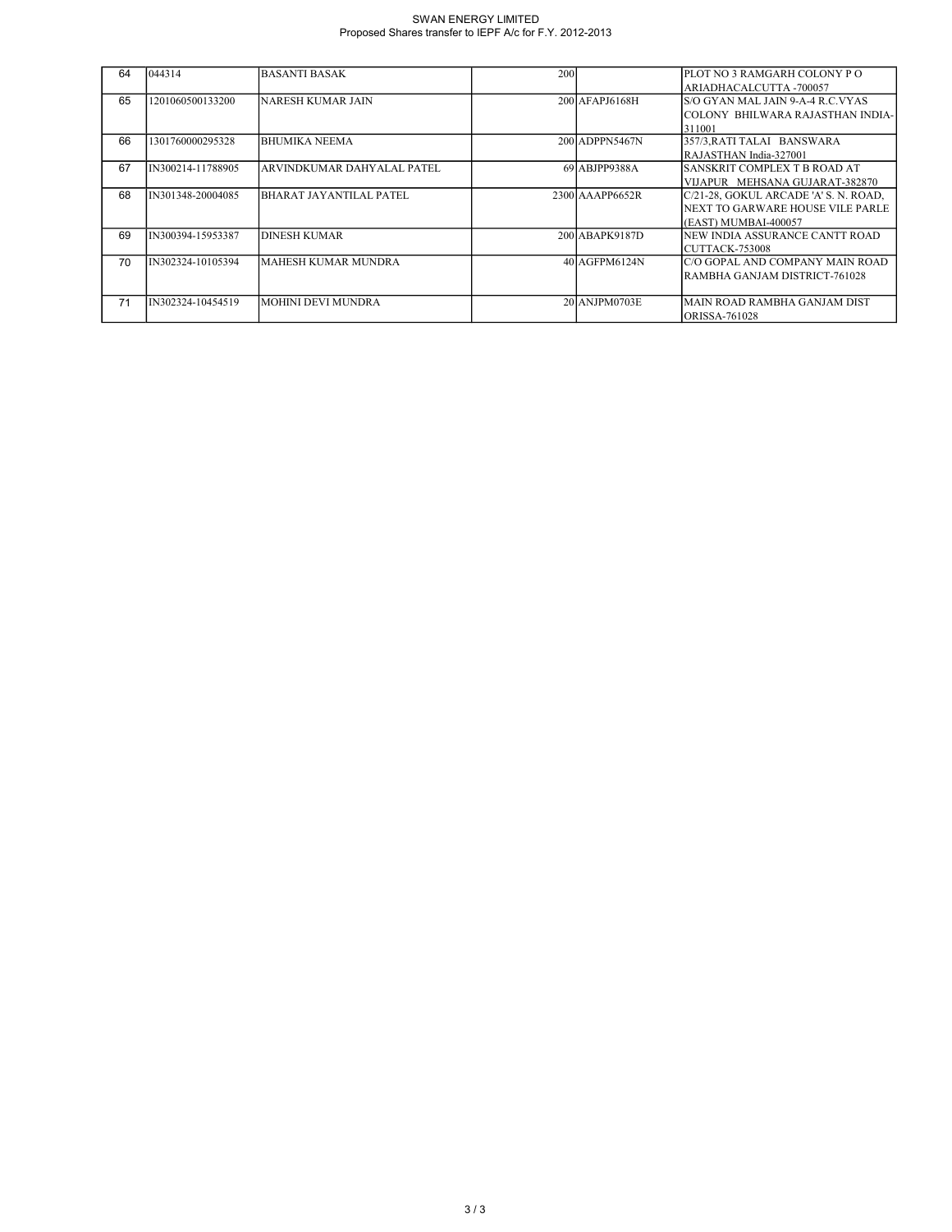SWAN ENERGY LIMITED
Proposed Shares transfer to IEPF A/c for F.Y. 2012-2013

| | | | | | |
|---|---|---|---|---|---|
| 64 | 044314 | BASANTI BASAK | 200 | | PLOT NO 3 RAMGARH COLONY P O ARIADHACALCUTTA -700057 |
| 65 | 1201060500133200 | NARESH KUMAR JAIN | 200 | AFAPJ6168H | S/O GYAN MAL JAIN 9-A-4 R.C.VYAS COLONY BHILWARA RAJASTHAN INDIA-311001 |
| 66 | 1301760000295328 | BHUMIKA NEEMA | 200 | ADPPN5467N | 357/3,RATI TALAI BANSWARA RAJASTHAN India-327001 |
| 67 | IN300214-11788905 | ARVINDKUMAR DAHYALAL PATEL | 69 | ABJPP9388A | SANSKRIT COMPLEX T B ROAD AT VIJAPUR MEHSANA GUJARAT-382870 |
| 68 | IN301348-20004085 | BHARAT JAYANTILAL PATEL | 2300 | AAAPP6652R | C/21-28, GOKUL ARCADE 'A' S. N. ROAD, NEXT TO GARWARE HOUSE VILE PARLE (EAST) MUMBAI-400057 |
| 69 | IN300394-15953387 | DINESH KUMAR | 200 | ABAPK9187D | NEW INDIA ASSURANCE CANTT ROAD CUTTACK-753008 |
| 70 | IN302324-10105394 | MAHESH KUMAR MUNDRA | 40 | AGFPM6124N | C/O GOPAL AND COMPANY MAIN ROAD RAMBHA GANJAM DISTRICT-761028 |
| 71 | IN302324-10454519 | MOHINI DEVI MUNDRA | 20 | ANJPM0703E | MAIN ROAD RAMBHA GANJAM DIST ORISSA-761028 |